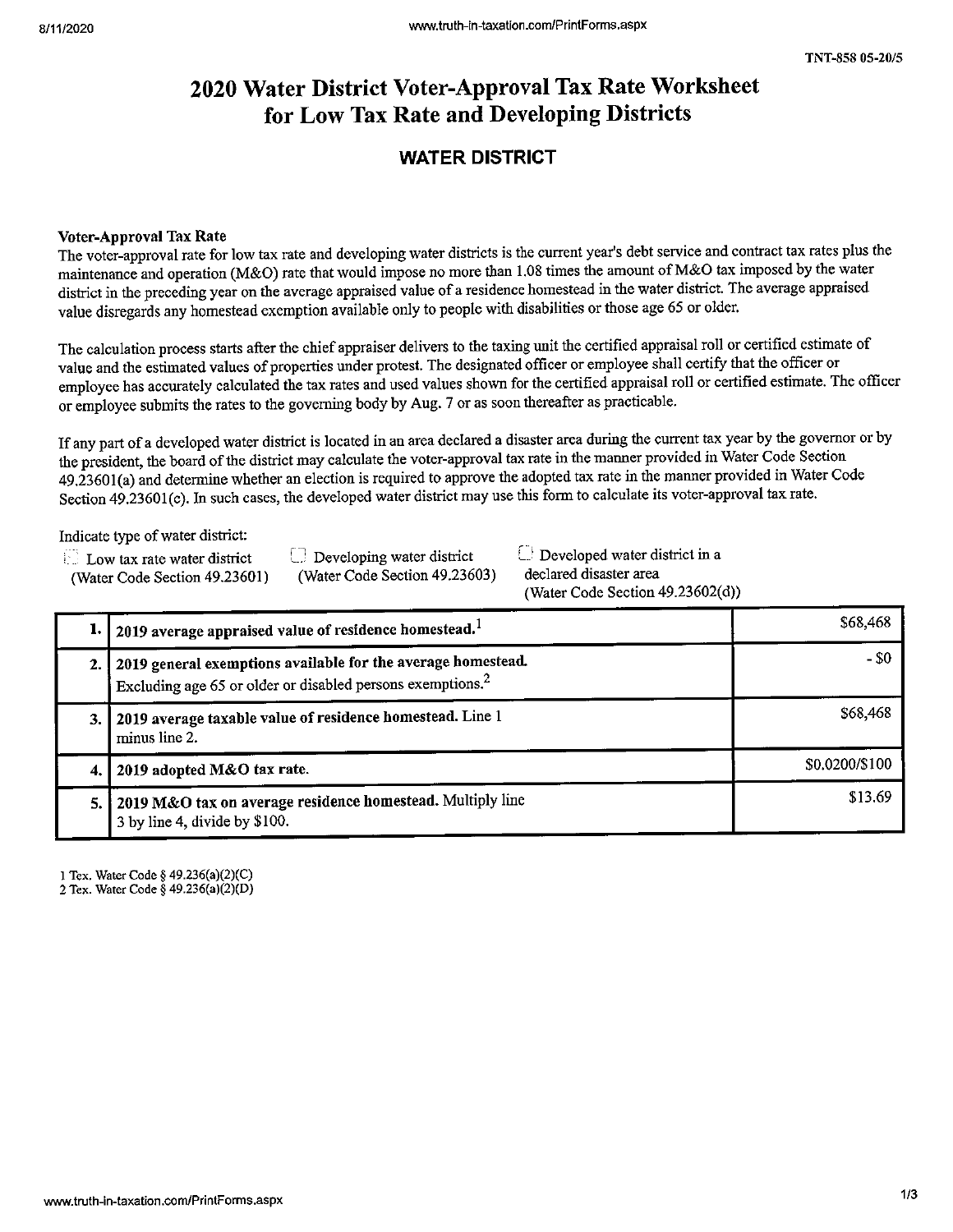TNT-858 05-20/5

# 2020 Water District Voter-Approval Tax Rate Worksheet for Low Tax Rate and Developing Districts

## WATER DISTRICT

**Voter-Approval Tax Rate**

The voter-approval rate for low tax rate and developing water districts is the current year's debt service and contract tax rates plus the maintenance and operation (M&O) rate that would impose no more than 1.08 times the amount of M&O tax imposed by the water district in the preceding year on the average appraised value of a residence homestead in the water district. The average appraised value disregards any homestead exemption available only to people with disabilities or those age 65 or older.

The calculation process starts after the chief appraiser delivers to the taxing unit the certified appraisal roll or certified estimate of value and the estimated values of properties under protest. The designated officer or employee shall certify that the officer or employee has accurately calculated the tax rates and used values shown for the certified appraisal roll or certified estimate. The officer or employee submits the rates to the governing body by Aug. 7 or as soon thereafter as practicable.

If any part of a developed water district is located in an area declared a disaster area during the current tax year by the governor or by the president, the board of the district may calculate the voter-approval tax rate in the manner provided in Water Code Section 49.23601(a) and determine whether an election is required to approve the adopted tax rate in the manner provided in Water Code Section 49.23601(c). In such cases, the developed water district may use this form to calculate its voter-approval tax rate.

Indicate type of water district:

- ☐ Low tax rate water district (Water Code Section 49.23601)
- ☐ Developing water district (Water Code Section 49.23603)
- ☐ Developed water district in a declared disaster area (Water Code Section 49.23602(d))

| | | |
|---|---|---|
| **1.** | **2019 average appraised value of residence homestead.**[1] | $68,468 |
| **2.** | **2019 general exemptions available for the average homestead.** Excluding age 65 or older or disabled persons exemptions.[2] | - $0 |
| **3.** | **2019 average taxable value of residence homestead.** Line 1 minus line 2. | $68,468 |
| **4.** | **2019 adopted M&O tax rate.** | $0.0200/$100 |
| **5.** | **2019 M&O tax on average residence homestead.** Multiply line 3 by line 4, divide by $100. | $13.69 |

1 Tex. Water Code § 49.236(a)(2)(C)

2 Tex. Water Code § 49.236(a)(2)(D)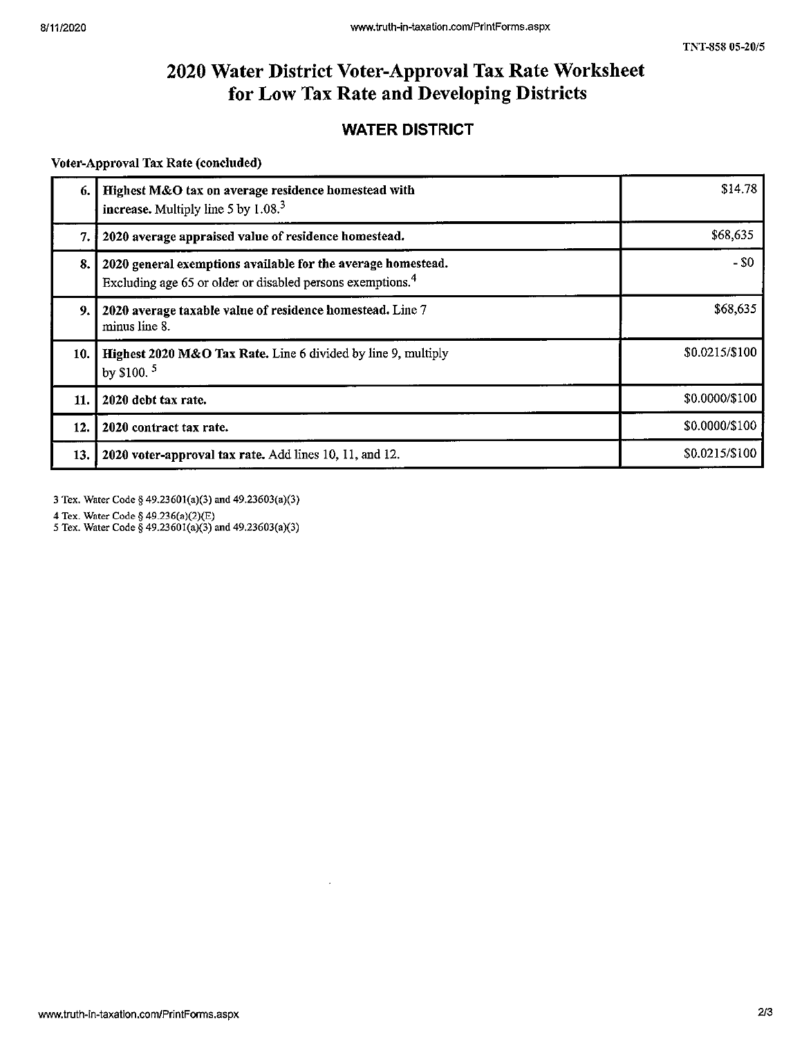TNT-858 05-20/5

# 2020 Water District Voter-Approval Tax Rate Worksheet for Low Tax Rate and Developing Districts

## WATER DISTRICT

**Voter-Approval Tax Rate (concluded)**

| | | |
|---|---|---|
| 6. | **Highest M&O tax on average residence homestead with increase.** Multiply line 5 by 1.08.[3] | $14.78 |
| 7. | **2020 average appraised value of residence homestead.** | $68,635 |
| 8. | **2020 general exemptions available for the average homestead.** Excluding age 65 or older or disabled persons exemptions.[4] | - $0 |
| 9. | **2020 average taxable value of residence homestead.** Line 7 minus line 8. | $68,635 |
| 10. | **Highest 2020 M&O Tax Rate.** Line 6 divided by line 9, multiply by $100.[5] | $0.0215/$100 |
| 11. | **2020 debt tax rate.** | $0.0000/$100 |
| 12. | **2020 contract tax rate.** | $0.0000/$100 |
| 13. | **2020 voter-approval tax rate.** Add lines 10, 11, and 12. | $0.0215/$100 |

3 Tex. Water Code § 49.23601(a)(3) and 49.23603(a)(3)

4 Tex. Water Code § 49.236(a)(2)(E)

5 Tex. Water Code § 49.23601(a)(3) and 49.23603(a)(3)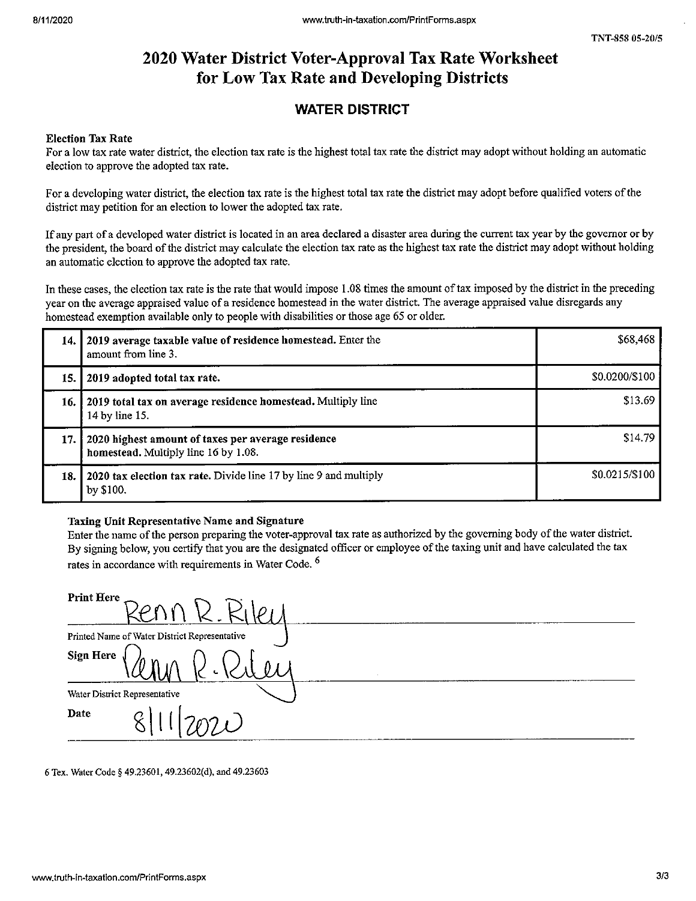TNT-858 05-20/5

# 2020 Water District Voter-Approval Tax Rate Worksheet for Low Tax Rate and Developing Districts

## WATER DISTRICT

**Election Tax Rate**

For a low tax rate water district, the election tax rate is the highest total tax rate the district may adopt without holding an automatic election to approve the adopted tax rate.

For a developing water district, the election tax rate is the highest total tax rate the district may adopt before qualified voters of the district may petition for an election to lower the adopted tax rate.

If any part of a developed water district is located in an area declared a disaster area during the current tax year by the governor or by the president, the board of the district may calculate the election tax rate as the highest tax rate the district may adopt without holding an automatic election to approve the adopted tax rate.

In these cases, the election tax rate is the rate that would impose 1.08 times the amount of tax imposed by the district in the preceding year on the average appraised value of a residence homestead in the water district. The average appraised value disregards any homestead exemption available only to people with disabilities or those age 65 or older.

| | | |
|---|---|---|
| 14. | **2019 average taxable value of residence homestead.** Enter the amount from line 3. | $68,468 |
| 15. | **2019 adopted total tax rate.** | $0.0200/$100 |
| 16. | **2019 total tax on average residence homestead.** Multiply line 14 by line 15. | $13.69 |
| 17. | **2020 highest amount of taxes per average residence homestead.** Multiply line 16 by 1.08. | $14.79 |
| 18. | **2020 tax election tax rate.** Divide line 17 by line 9 and multiply by $100. | $0.0215/$100 |

**Taxing Unit Representative Name and Signature**

Enter the name of the person preparing the voter-approval tax rate as authorized by the governing body of the water district. By signing below, you certify that you are the designated officer or employee of the taxing unit and have calculated the tax rates in accordance with requirements in Water Code.[6]

**Print Here** Renn R. Riley

Printed Name of Water District Representative

**Sign Here** Renn R. Riley

Water District Representative

**Date** 8/11/2020

6 Tex. Water Code § 49.23601, 49.23602(d), and 49.23603